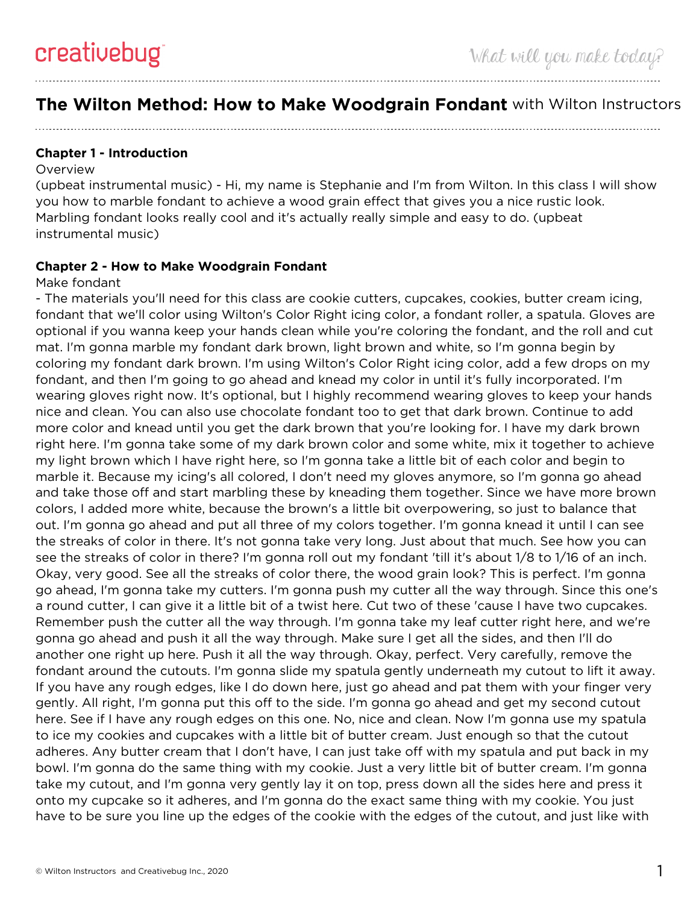# The Wilton Method: How to Make Woodgrain Fondant with Wilton Instructors

### Chapter 1 - Introduction

Overview

(upbeat instrumental music) - Hi, my name is Stephanie and I'm from Wilton. In this class I will show you how to marble fondant to achieve a wood grain effect that gives you a nice rustic look. Marbling fondant looks really cool and it's actually really simple and easy to do. (upbeat instrumental music)

### Chapter 2 - How to Make Woodgrain Fondant

Make fondant

- The materials you'll need for this class are cookie cutters, cupcakes, cookies, butter cream icing, fondant that we'll color using Wilton's Color Right icing color, a fondant roller, a spatula. Gloves are optional if you wanna keep your hands clean while you're coloring the fondant, and the roll and cut mat. I'm gonna marble my fondant dark brown, light brown and white, so I'm gonna begin by coloring my fondant dark brown. I'm using Wilton's Color Right icing color, add a few drops on my fondant, and then I'm going to go ahead and knead my color in until it's fully incorporated. I'm wearing gloves right now. It's optional, but I highly recommend wearing gloves to keep your hands nice and clean. You can also use chocolate fondant too to get that dark brown. Continue to add more color and knead until you get the dark brown that you're looking for. I have my dark brown right here. I'm gonna take some of my dark brown color and some white, mix it together to achieve my light brown which I have right here, so I'm gonna take a little bit of each color and begin to marble it. Because my icing's all colored, I don't need my gloves anymore, so I'm gonna go ahead and take those off and start marbling these by kneading them together. Since we have more brown colors, I added more white, because the brown's a little bit overpowering, so just to balance that out. I'm gonna go ahead and put all three of my colors together. I'm gonna knead it until I can see the streaks of color in there. It's not gonna take very long. Just about that much. See how you can see the streaks of color in there? I'm gonna roll out my fondant 'till it's about 1/8 to 1/16 of an inch. Okay, very good. See all the streaks of color there, the wood grain look? This is perfect. I'm gonna go ahead, I'm gonna take my cutters. I'm gonna push my cutter all the way through. Since this one's a round cutter, I can give it a little bit of a twist here. Cut two of these 'cause I have two cupcakes. Remember push the cutter all the way through. I'm gonna take my leaf cutter right here, and we're gonna go ahead and push it all the way through. Make sure I get all the sides, and then I'll do another one right up here. Push it all the way through. Okay, perfect. Very carefully, remove the fondant around the cutouts. I'm gonna slide my spatula gently underneath my cutout to lift it away. If you have any rough edges, like I do down here, just go ahead and pat them with your finger very gently. All right, I'm gonna put this off to the side. I'm gonna go ahead and get my second cutout here. See if I have any rough edges on this one. No, nice and clean. Now I'm gonna use my spatula to ice my cookies and cupcakes with a little bit of butter cream. Just enough so that the cutout adheres. Any butter cream that I don't have, I can just take off with my spatula and put back in my bowl. I'm gonna do the same thing with my cookie. Just a very little bit of butter cream. I'm gonna take my cutout, and I'm gonna very gently lay it on top, press down all the sides here and press it onto my cupcake so it adheres, and I'm gonna do the exact same thing with my cookie. You just have to be sure you line up the edges of the cookie with the edges of the cutout, and just like with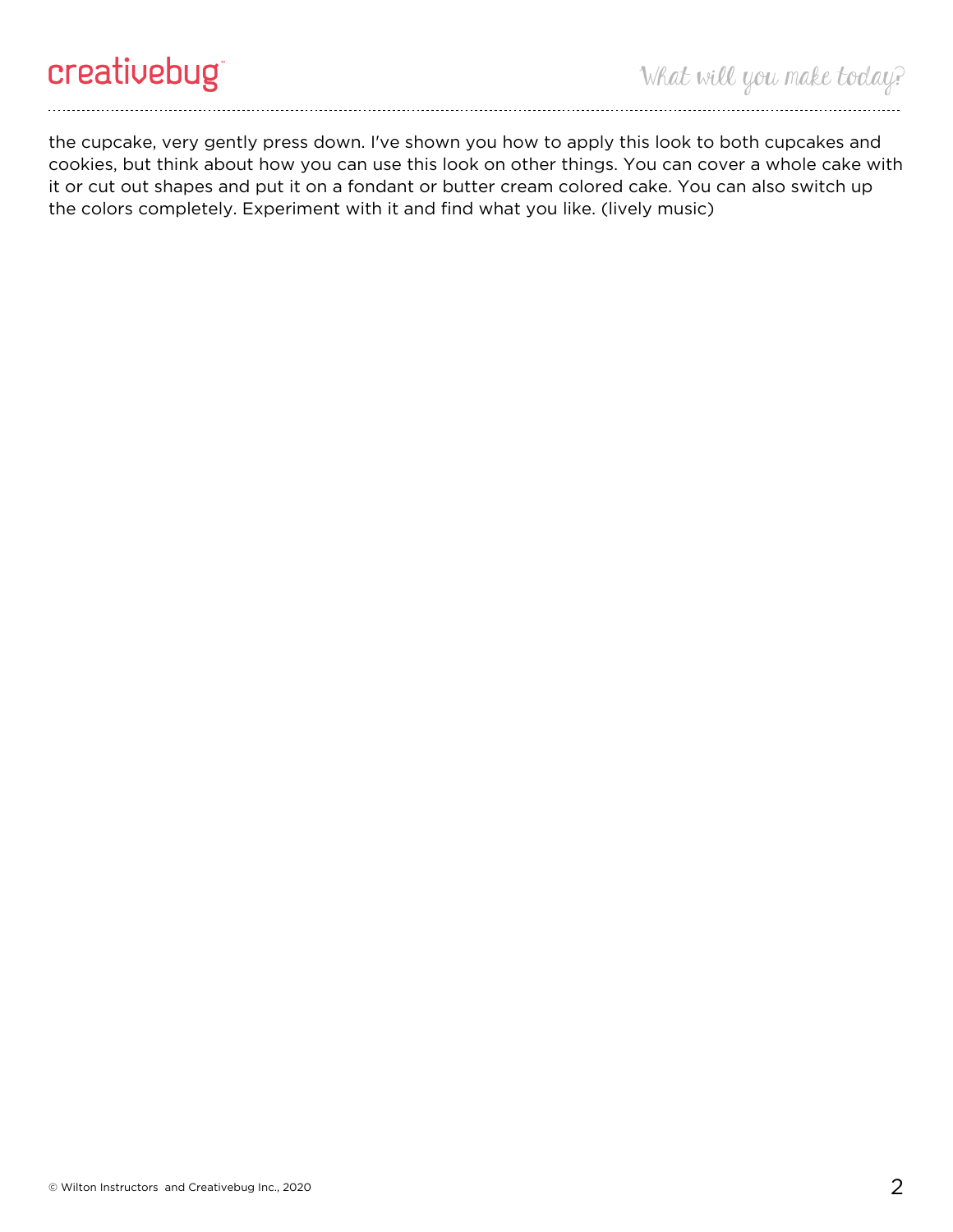the cupcake, very gently press down. I've shown you how to apply this look to both cupcakes and cookies, but think about how you can use this look on other things. You can cover a whole cake with it or cut out shapes and put it on a fondant or butter cream colored cake. You can also switch up the colors completely. Experiment with it and find what you like. (lively music)